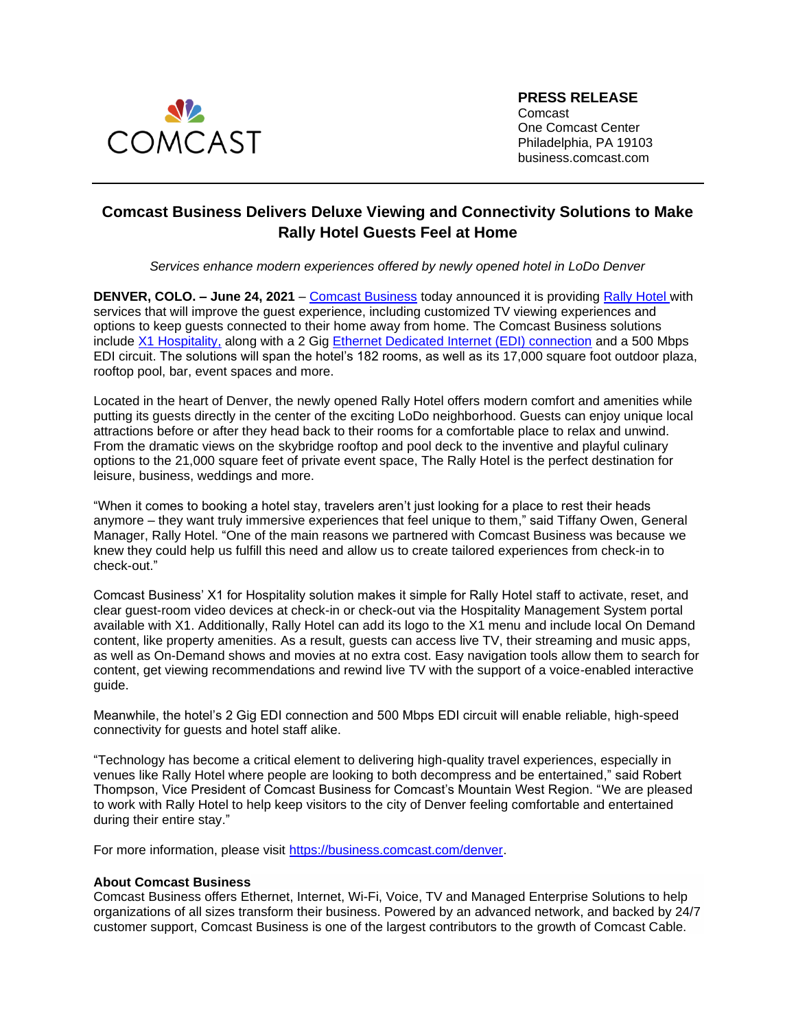COMCAST

**PRESS RELEASE**
Comcast
One Comcast Center
Philadelphia, PA 19103
business.comcast.com

---

## Comcast Business Delivers Deluxe Viewing and Connectivity Solutions to Make Rally Hotel Guests Feel at Home

*Services enhance modern experiences offered by newly opened hotel in LoDo Denver*

**DENVER, COLO. – June 24, 2021** – [Comcast Business](https://business.comcast.com) today announced it is providing [Rally Hotel](https://www.rallyhotel.com) with services that will improve the guest experience, including customized TV viewing experiences and options to keep guests connected to their home away from home. The Comcast Business solutions include [X1 Hospitality,](https://business.comcast.com) along with a 2 Gig [Ethernet Dedicated Internet (EDI) connection](https://business.comcast.com) and a 500 Mbps EDI circuit. The solutions will span the hotel's 182 rooms, as well as its 17,000 square foot outdoor plaza, rooftop pool, bar, event spaces and more.

Located in the heart of Denver, the newly opened Rally Hotel offers modern comfort and amenities while putting its guests directly in the center of the exciting LoDo neighborhood. Guests can enjoy unique local attractions before or after they head back to their rooms for a comfortable place to relax and unwind. From the dramatic views on the skybridge rooftop and pool deck to the inventive and playful culinary options to the 21,000 square feet of private event space, The Rally Hotel is the perfect destination for leisure, business, weddings and more.

"When it comes to booking a hotel stay, travelers aren't just looking for a place to rest their heads anymore – they want truly immersive experiences that feel unique to them," said Tiffany Owen, General Manager, Rally Hotel. "One of the main reasons we partnered with Comcast Business was because we knew they could help us fulfill this need and allow us to create tailored experiences from check-in to check-out."

Comcast Business' X1 for Hospitality solution makes it simple for Rally Hotel staff to activate, reset, and clear guest-room video devices at check-in or check-out via the Hospitality Management System portal available with X1. Additionally, Rally Hotel can add its logo to the X1 menu and include local On Demand content, like property amenities. As a result, guests can access live TV, their streaming and music apps, as well as On-Demand shows and movies at no extra cost. Easy navigation tools allow them to search for content, get viewing recommendations and rewind live TV with the support of a voice-enabled interactive guide.

Meanwhile, the hotel's 2 Gig EDI connection and 500 Mbps EDI circuit will enable reliable, high-speed connectivity for guests and hotel staff alike.

"Technology has become a critical element to delivering high-quality travel experiences, especially in venues like Rally Hotel where people are looking to both decompress and be entertained," said Robert Thompson, Vice President of Comcast Business for Comcast's Mountain West Region. "We are pleased to work with Rally Hotel to help keep visitors to the city of Denver feeling comfortable and entertained during their entire stay."

For more information, please visit [https://business.comcast.com/denver](https://business.comcast.com/denver).

**About Comcast Business**
Comcast Business offers Ethernet, Internet, Wi-Fi, Voice, TV and Managed Enterprise Solutions to help organizations of all sizes transform their business. Powered by an advanced network, and backed by 24/7 customer support, Comcast Business is one of the largest contributors to the growth of Comcast Cable.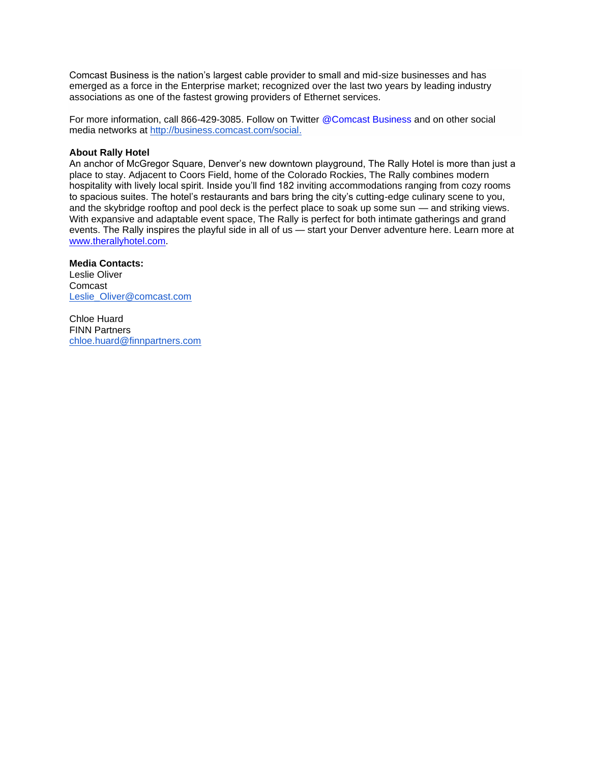Comcast Business is the nation's largest cable provider to small and mid-size businesses and has emerged as a force in the Enterprise market; recognized over the last two years by leading industry associations as one of the fastest growing providers of Ethernet services.

For more information, call 866-429-3085. Follow on Twitter @Comcast Business and on other social media networks at http://business.comcast.com/social.

**About Rally Hotel**
An anchor of McGregor Square, Denver's new downtown playground, The Rally Hotel is more than just a place to stay. Adjacent to Coors Field, home of the Colorado Rockies, The Rally combines modern hospitality with lively local spirit. Inside you'll find 182 inviting accommodations ranging from cozy rooms to spacious suites. The hotel's restaurants and bars bring the city's cutting-edge culinary scene to you, and the skybridge rooftop and pool deck is the perfect place to soak up some sun — and striking views. With expansive and adaptable event space, The Rally is perfect for both intimate gatherings and grand events. The Rally inspires the playful side in all of us — start your Denver adventure here. Learn more at www.therallyhotel.com.

**Media Contacts:**
Leslie Oliver
Comcast
Leslie_Oliver@comcast.com

Chloe Huard
FINN Partners
chloe.huard@finnpartners.com